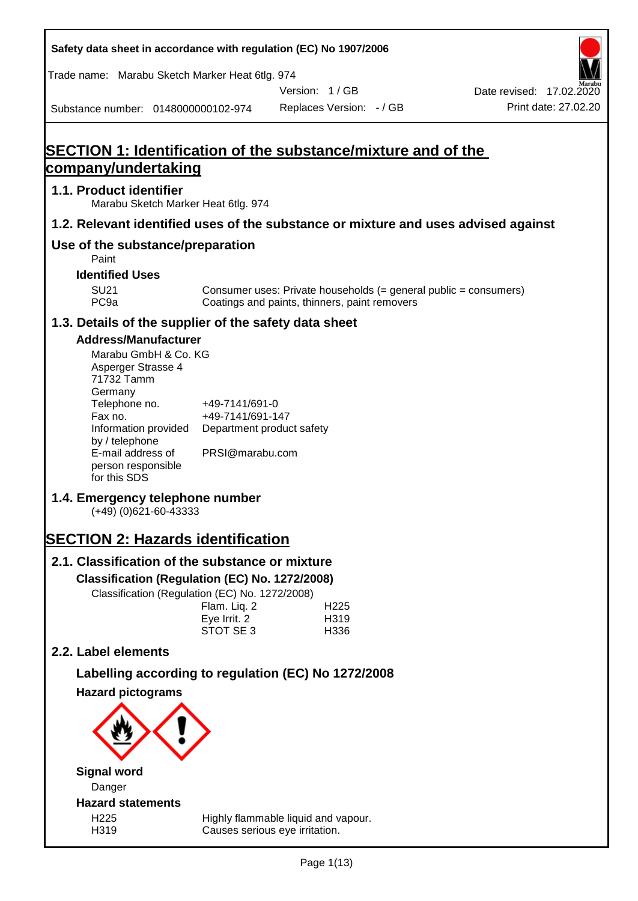Safety data sheet in accordance with regulation (EC) No 1907/2006

Trade name: Marabu Sketch Marker Heat 6tlg. 974

| | | |
|---|---|---|
| | Version: 1 / GB | Date revised: 17.02.2020 |
| Substance number: 0148000000102-974 | Replaces Version: - / GB | Print date: 27.02.20 |

# SECTION 1: Identification of the substance/mixture and of the company/undertaking

## 1.1. Product identifier

Marabu Sketch Marker Heat 6tlg. 974

## 1.2. Relevant identified uses of the substance or mixture and uses advised against

## Use of the substance/preparation

Paint

### Identified Uses

| | |
|---|---|
| SU21 | Consumer uses: Private households (= general public = consumers) |
| PC9a | Coatings and paints, thinners, paint removers |

## 1.3. Details of the supplier of the safety data sheet

### Address/Manufacturer

Marabu GmbH & Co. KG
Asperger Strasse 4
71732 Tamm
Germany

| | |
|---|---|
| Telephone no. | +49-7141/691-0 |
| Fax no. | +49-7141/691-147 |
| Information provided by / telephone | Department product safety |
| E-mail address of person responsible for this SDS | PRSI@marabu.com |

## 1.4. Emergency telephone number

(+49) (0)621-60-43333

# SECTION 2: Hazards identification

## 2.1. Classification of the substance or mixture

### Classification (Regulation (EC) No. 1272/2008)

Classification (Regulation (EC) No. 1272/2008)

| | |
|---|---|
| Flam. Liq. 2 | H225 |
| Eye Irrit. 2 | H319 |
| STOT SE 3 | H336 |

## 2.2. Label elements

### Labelling according to regulation (EC) No 1272/2008

### Hazard pictograms

### Signal word

Danger

### Hazard statements

| | |
|---|---|
| H225 | Highly flammable liquid and vapour. |
| H319 | Causes serious eye irritation. |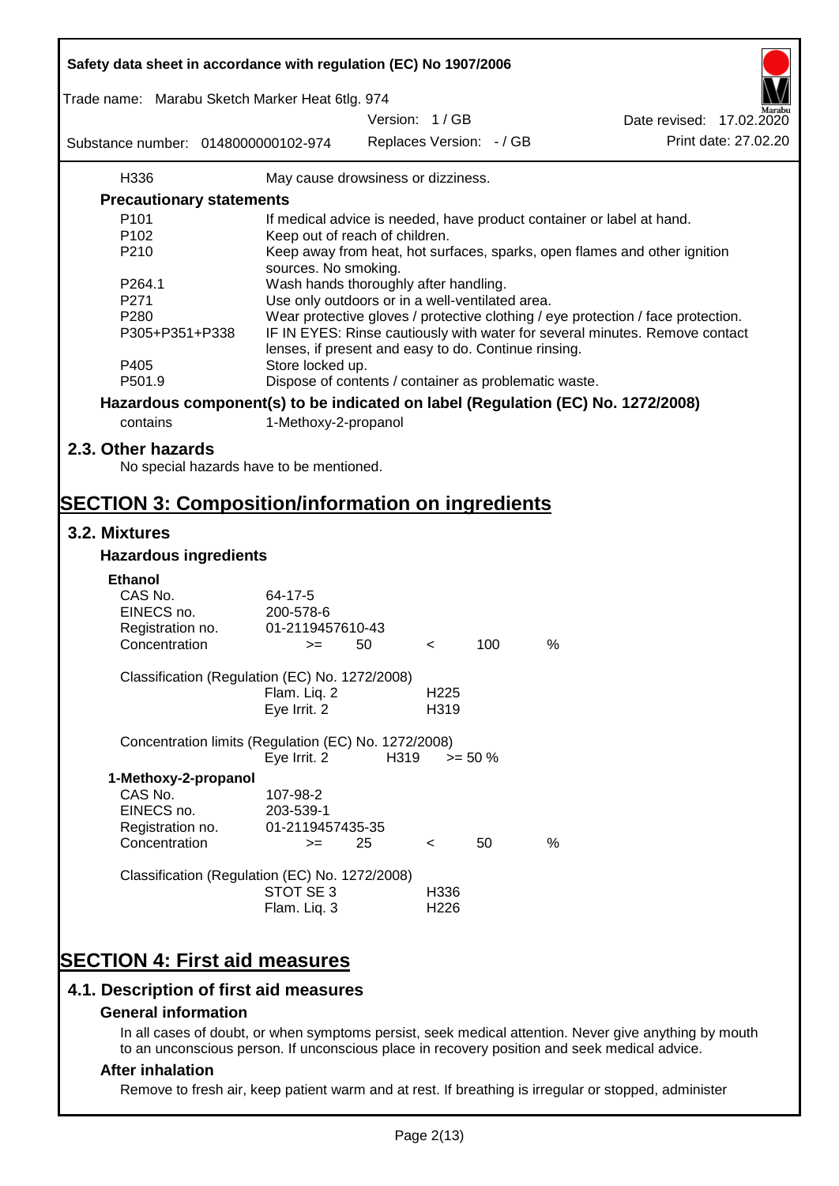| | |
|---|---|
| H336 | May cause drowsiness or dizziness. |

### Precautionary statements

| | |
|---|---|
| P101 | If medical advice is needed, have product container or label at hand. |
| P102 | Keep out of reach of children. |
| P210 | Keep away from heat, hot surfaces, sparks, open flames and other ignition sources. No smoking. |
| P264.1 | Wash hands thoroughly after handling. |
| P271 | Use only outdoors or in a well-ventilated area. |
| P280 | Wear protective gloves / protective clothing / eye protection / face protection. |
| P305+P351+P338 | IF IN EYES: Rinse cautiously with water for several minutes. Remove contact lenses, if present and easy to do. Continue rinsing. |
| P405 | Store locked up. |
| P501.9 | Dispose of contents / container as problematic waste. |

### Hazardous component(s) to be indicated on label (Regulation (EC) No. 1272/2008)

| | |
|---|---|
| contains | 1-Methoxy-2-propanol |

## 2.3. Other hazards

No special hazards have to be mentioned.

# SECTION 3: Composition/information on ingredients

## 3.2. Mixtures

### Hazardous ingredients

**Ethanol**

| | |
|---|---|
| CAS No. | 64-17-5 |
| EINECS no. | 200-578-6 |
| Registration no. | 01-2119457610-43 |
| Concentration | >= 50 < 100 % |

Classification (Regulation (EC) No. 1272/2008)

| | |
|---|---|
| Flam. Liq. 2 | H225 |
| Eye Irrit. 2 | H319 |

Concentration limits (Regulation (EC) No. 1272/2008)

| | | |
|---|---|---|
| Eye Irrit. 2 | H319 | >= 50 % |

**1-Methoxy-2-propanol**

| | |
|---|---|
| CAS No. | 107-98-2 |
| EINECS no. | 203-539-1 |
| Registration no. | 01-2119457435-35 |
| Concentration | >= 25 < 50 % |

Classification (Regulation (EC) No. 1272/2008)

| | |
|---|---|
| STOT SE 3 | H336 |
| Flam. Liq. 3 | H226 |

# SECTION 4: First aid measures

## 4.1. Description of first aid measures

### General information

In all cases of doubt, or when symptoms persist, seek medical attention. Never give anything by mouth to an unconscious person. If unconscious place in recovery position and seek medical advice.

### After inhalation

Remove to fresh air, keep patient warm and at rest. If breathing is irregular or stopped, administer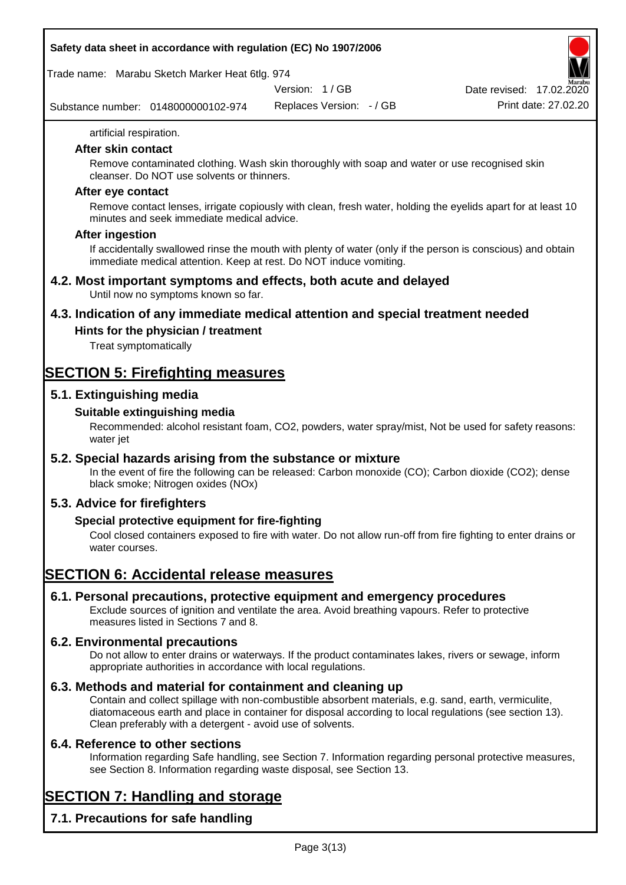artificial respiration.

### After skin contact

Remove contaminated clothing. Wash skin thoroughly with soap and water or use recognised skin cleanser. Do NOT use solvents or thinners.

### After eye contact

Remove contact lenses, irrigate copiously with clean, fresh water, holding the eyelids apart for at least 10 minutes and seek immediate medical advice.

### After ingestion

If accidentally swallowed rinse the mouth with plenty of water (only if the person is conscious) and obtain immediate medical attention. Keep at rest. Do NOT induce vomiting.

## 4.2. Most important symptoms and effects, both acute and delayed

Until now no symptoms known so far.

## 4.3. Indication of any immediate medical attention and special treatment needed

### Hints for the physician / treatment

Treat symptomatically

# SECTION 5: Firefighting measures

## 5.1. Extinguishing media

### Suitable extinguishing media

Recommended: alcohol resistant foam, $CO_2$, powders, water spray/mist, Not be used for safety reasons: water jet

## 5.2. Special hazards arising from the substance or mixture

In the event of fire the following can be released: Carbon monoxide (CO); Carbon dioxide ($CO_2$); dense black smoke; Nitrogen oxides (NOx)

## 5.3. Advice for firefighters

### Special protective equipment for fire-fighting

Cool closed containers exposed to fire with water. Do not allow run-off from fire fighting to enter drains or water courses.

# SECTION 6: Accidental release measures

## 6.1. Personal precautions, protective equipment and emergency procedures

Exclude sources of ignition and ventilate the area. Avoid breathing vapours. Refer to protective measures listed in Sections 7 and 8.

## 6.2. Environmental precautions

Do not allow to enter drains or waterways. If the product contaminates lakes, rivers or sewage, inform appropriate authorities in accordance with local regulations.

## 6.3. Methods and material for containment and cleaning up

Contain and collect spillage with non-combustible absorbent materials, e.g. sand, earth, vermiculite, diatomaceous earth and place in container for disposal according to local regulations (see section 13). Clean preferably with a detergent - avoid use of solvents.

## 6.4. Reference to other sections

Information regarding Safe handling, see Section 7. Information regarding personal protective measures, see Section 8. Information regarding waste disposal, see Section 13.

# SECTION 7: Handling and storage

## 7.1. Precautions for safe handling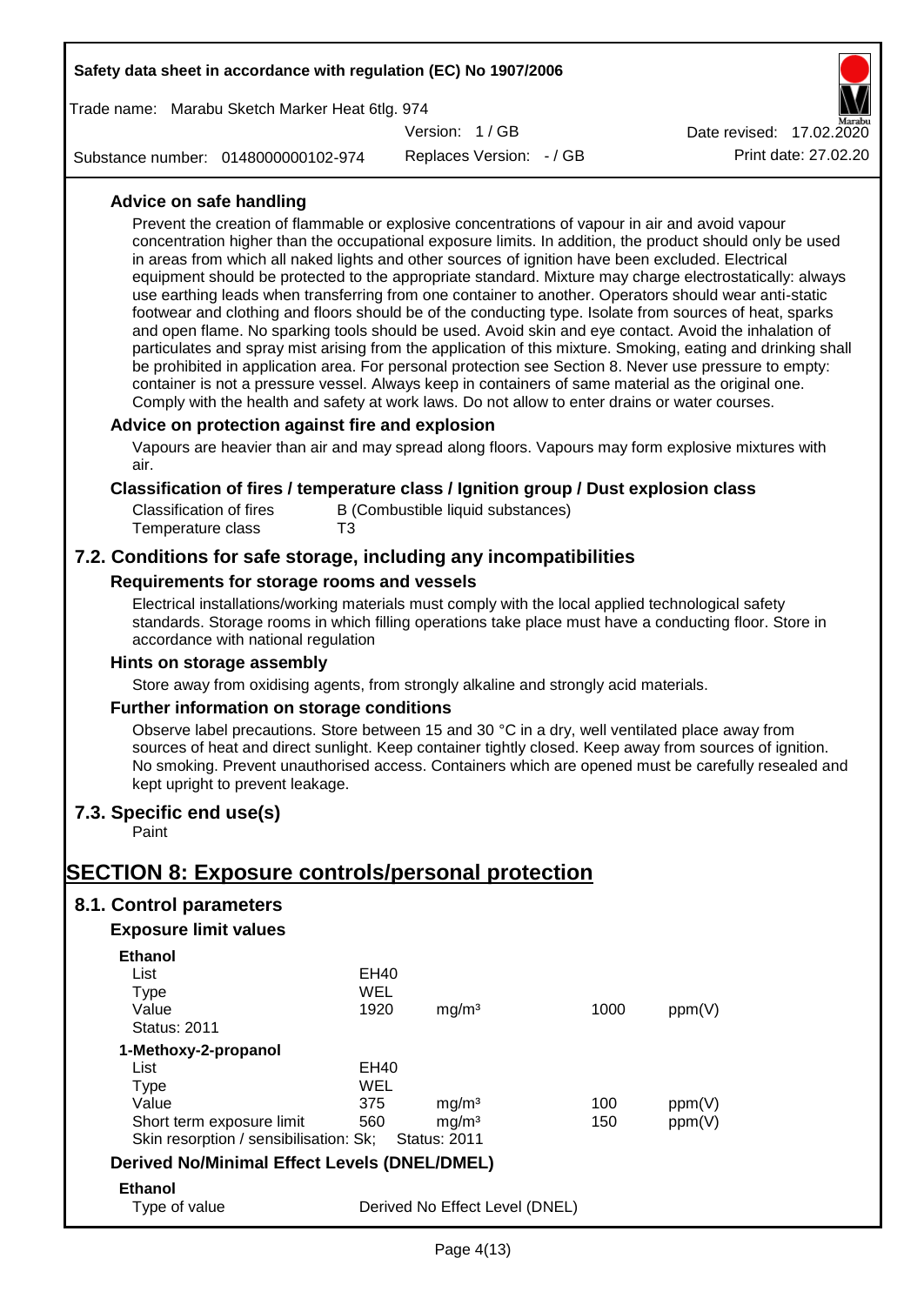### Advice on safe handling

Prevent the creation of flammable or explosive concentrations of vapour in air and avoid vapour concentration higher than the occupational exposure limits. In addition, the product should only be used in areas from which all naked lights and other sources of ignition have been excluded. Electrical equipment should be protected to the appropriate standard. Mixture may charge electrostatically: always use earthing leads when transferring from one container to another. Operators should wear anti-static footwear and clothing and floors should be of the conducting type. Isolate from sources of heat, sparks and open flame. No sparking tools should be used. Avoid skin and eye contact. Avoid the inhalation of particulates and spray mist arising from the application of this mixture. Smoking, eating and drinking shall be prohibited in application area. For personal protection see Section 8. Never use pressure to empty: container is not a pressure vessel. Always keep in containers of same material as the original one. Comply with the health and safety at work laws. Do not allow to enter drains or water courses.

### Advice on protection against fire and explosion

Vapours are heavier than air and may spread along floors. Vapours may form explosive mixtures with air.

### Classification of fires / temperature class / Ignition group / Dust explosion class

| | |
|---|---|
| Classification of fires | B (Combustible liquid substances) |
| Temperature class | T3 |

## 7.2. Conditions for safe storage, including any incompatibilities

### Requirements for storage rooms and vessels

Electrical installations/working materials must comply with the local applied technological safety standards. Storage rooms in which filling operations take place must have a conducting floor. Store in accordance with national regulation

### Hints on storage assembly

Store away from oxidising agents, from strongly alkaline and strongly acid materials.

### Further information on storage conditions

Observe label precautions. Store between 15 and 30 °C in a dry, well ventilated place away from sources of heat and direct sunlight. Keep container tightly closed. Keep away from sources of ignition. No smoking. Prevent unauthorised access. Containers which are opened must be carefully resealed and kept upright to prevent leakage.

## 7.3. Specific end use(s)

Paint

# SECTION 8: Exposure controls/personal protection

## 8.1. Control parameters

### Exposure limit values

**Ethanol**

| | | | | |
|---|---|---|---|---|
| List | EH40 | | | |
| Type | WEL | | | |
| Value | 1920 | mg/m³ | 1000 | ppm(V) |
| Status: 2011 | | | | |

**1-Methoxy-2-propanol**

| | | | | |
|---|---|---|---|---|
| List | EH40 | | | |
| Type | WEL | | | |
| Value | 375 | mg/m³ | 100 | ppm(V) |
| Short term exposure limit | 560 | mg/m³ | 150 | ppm(V) |
| Skin resorption / sensibilisation: Sk; | | Status: 2011 | | |

### Derived No/Minimal Effect Levels (DNEL/DMEL)

**Ethanol**

| | |
|---|---|
| Type of value | Derived No Effect Level (DNEL) |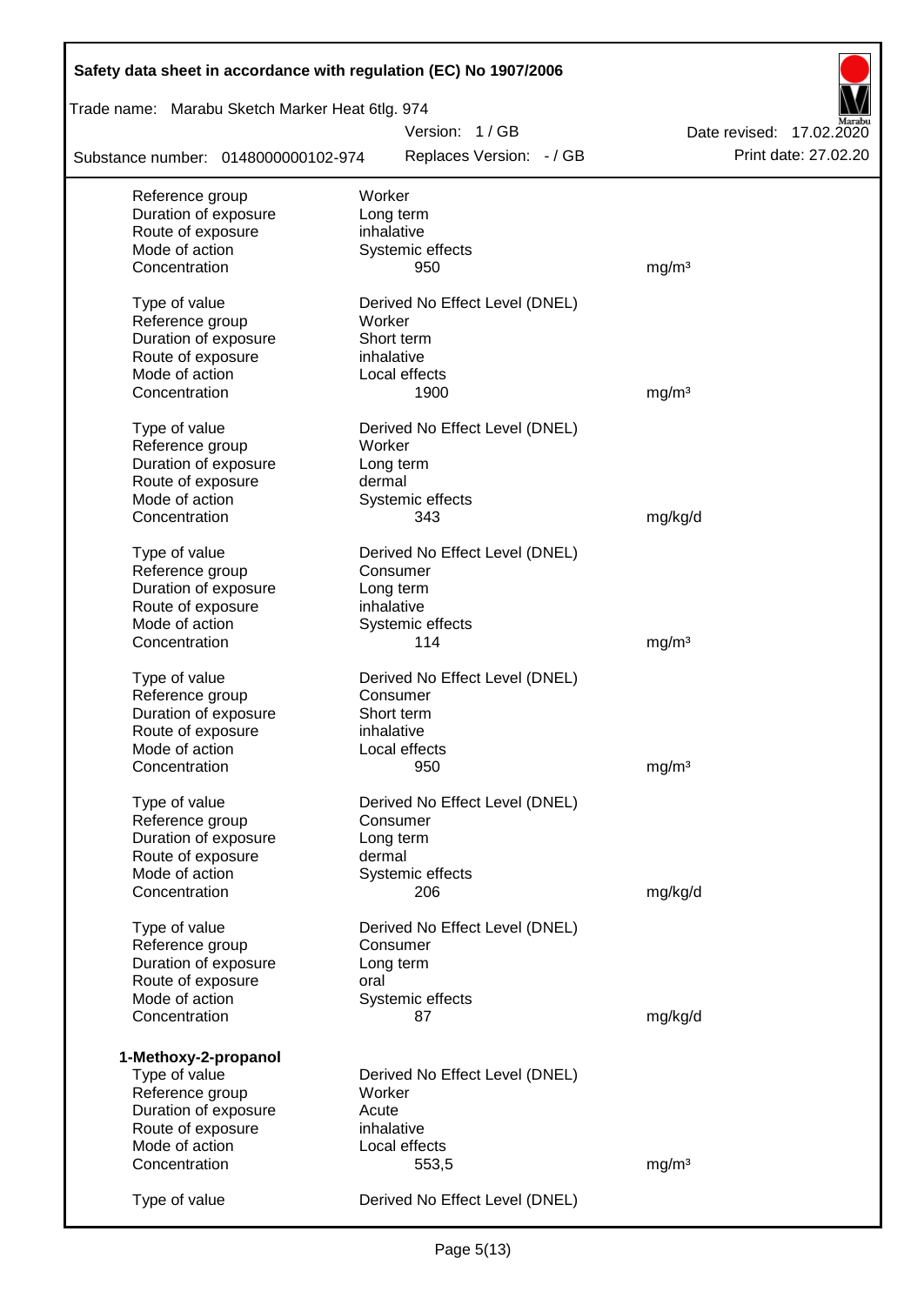| | | |
|---|---|---|
| Reference group | Worker | |
| Duration of exposure | Long term | |
| Route of exposure | inhalative | |
| Mode of action | Systemic effects | |
| Concentration | 950 | mg/m³ |

| | | |
|---|---|---|
| Type of value | Derived No Effect Level (DNEL) | |
| Reference group | Worker | |
| Duration of exposure | Short term | |
| Route of exposure | inhalative | |
| Mode of action | Local effects | |
| Concentration | 1900 | mg/m³ |

| | | |
|---|---|---|
| Type of value | Derived No Effect Level (DNEL) | |
| Reference group | Worker | |
| Duration of exposure | Long term | |
| Route of exposure | dermal | |
| Mode of action | Systemic effects | |
| Concentration | 343 | mg/kg/d |

| | | |
|---|---|---|
| Type of value | Derived No Effect Level (DNEL) | |
| Reference group | Consumer | |
| Duration of exposure | Long term | |
| Route of exposure | inhalative | |
| Mode of action | Systemic effects | |
| Concentration | 114 | mg/m³ |

| | | |
|---|---|---|
| Type of value | Derived No Effect Level (DNEL) | |
| Reference group | Consumer | |
| Duration of exposure | Short term | |
| Route of exposure | inhalative | |
| Mode of action | Local effects | |
| Concentration | 950 | mg/m³ |

| | | |
|---|---|---|
| Type of value | Derived No Effect Level (DNEL) | |
| Reference group | Consumer | |
| Duration of exposure | Long term | |
| Route of exposure | dermal | |
| Mode of action | Systemic effects | |
| Concentration | 206 | mg/kg/d |

| | | |
|---|---|---|
| Type of value | Derived No Effect Level (DNEL) | |
| Reference group | Consumer | |
| Duration of exposure | Long term | |
| Route of exposure | oral | |
| Mode of action | Systemic effects | |
| Concentration | 87 | mg/kg/d |

**1-Methoxy-2-propanol**

| | | |
|---|---|---|
| Type of value | Derived No Effect Level (DNEL) | |
| Reference group | Worker | |
| Duration of exposure | Acute | |
| Route of exposure | inhalative | |
| Mode of action | Local effects | |
| Concentration | 553,5 | mg/m³ |

| | |
|---|---|
| Type of value | Derived No Effect Level (DNEL) |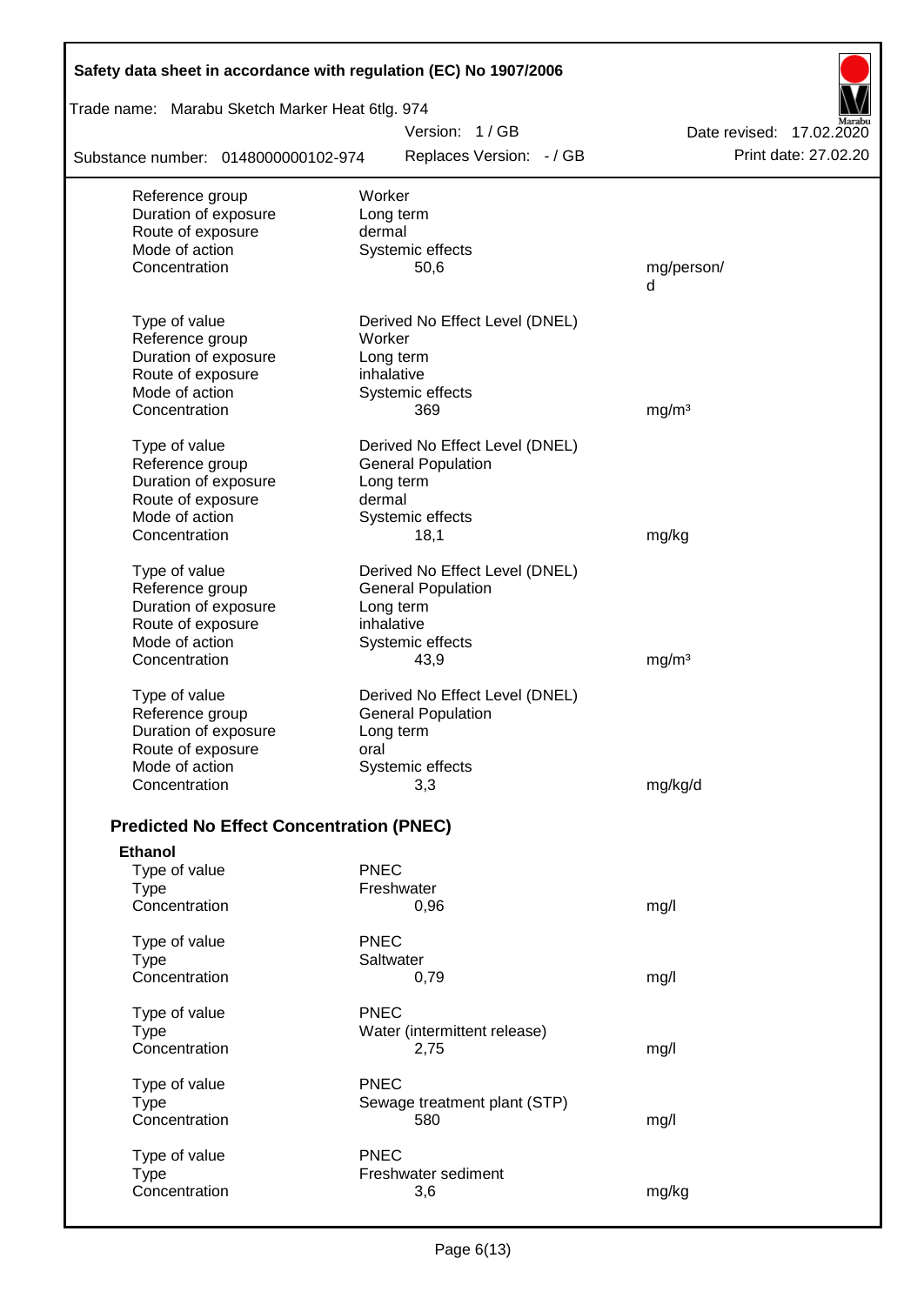| | | |
|---|---|---|
| Reference group | Worker | |
| Duration of exposure | Long term | |
| Route of exposure | dermal | |
| Mode of action | Systemic effects | |
| Concentration | 50,6 | mg/person/d |

| | | |
|---|---|---|
| Type of value | Derived No Effect Level (DNEL) | |
| Reference group | Worker | |
| Duration of exposure | Long term | |
| Route of exposure | inhalative | |
| Mode of action | Systemic effects | |
| Concentration | 369 | mg/m³ |

| | | |
|---|---|---|
| Type of value | Derived No Effect Level (DNEL) | |
| Reference group | General Population | |
| Duration of exposure | Long term | |
| Route of exposure | dermal | |
| Mode of action | Systemic effects | |
| Concentration | 18,1 | mg/kg |

| | | |
|---|---|---|
| Type of value | Derived No Effect Level (DNEL) | |
| Reference group | General Population | |
| Duration of exposure | Long term | |
| Route of exposure | inhalative | |
| Mode of action | Systemic effects | |
| Concentration | 43,9 | mg/m³ |

| | | |
|---|---|---|
| Type of value | Derived No Effect Level (DNEL) | |
| Reference group | General Population | |
| Duration of exposure | Long term | |
| Route of exposure | oral | |
| Mode of action | Systemic effects | |
| Concentration | 3,3 | mg/kg/d |

## Predicted No Effect Concentration (PNEC)

**Ethanol**

| | | |
|---|---|---|
| Type of value | PNEC | |
| Type | Freshwater | |
| Concentration | 0,96 | mg/l |

| | | |
|---|---|---|
| Type of value | PNEC | |
| Type | Saltwater | |
| Concentration | 0,79 | mg/l |

| | | |
|---|---|---|
| Type of value | PNEC | |
| Type | Water (intermittent release) | |
| Concentration | 2,75 | mg/l |

| | | |
|---|---|---|
| Type of value | PNEC | |
| Type | Sewage treatment plant (STP) | |
| Concentration | 580 | mg/l |

| | | |
|---|---|---|
| Type of value | PNEC | |
| Type | Freshwater sediment | |
| Concentration | 3,6 | mg/kg |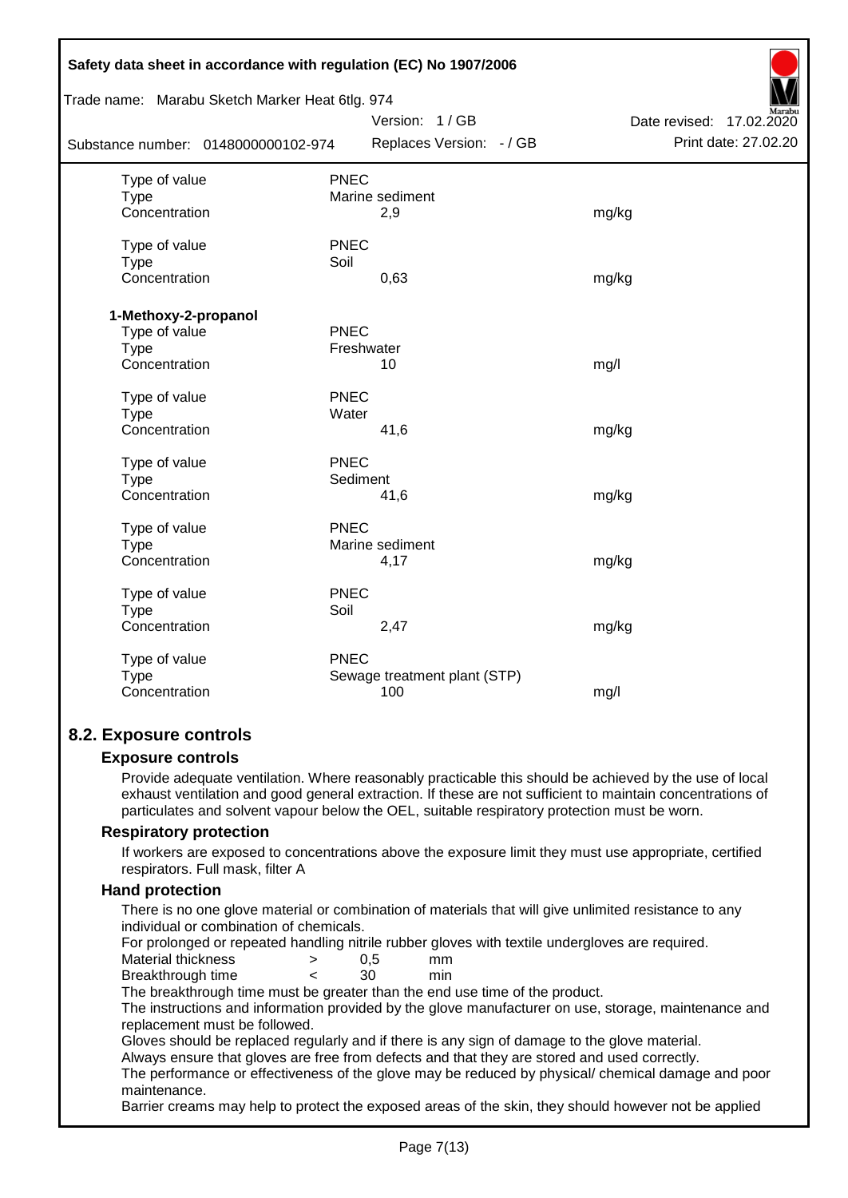| | | |
|---|---|---|
| Type of value | PNEC | |
| Type | Marine sediment | |
| Concentration | 2,9 | mg/kg |
| | | |
| Type of value | PNEC | |
| Type | Soil | |
| Concentration | 0,63 | mg/kg |

**1-Methoxy-2-propanol**

| | | |
|---|---|---|
| Type of value | PNEC | |
| Type | Freshwater | |
| Concentration | 10 | mg/l |
| | | |
| Type of value | PNEC | |
| Type | Water | |
| Concentration | 41,6 | mg/kg |
| | | |
| Type of value | PNEC | |
| Type | Sediment | |
| Concentration | 41,6 | mg/kg |
| | | |
| Type of value | PNEC | |
| Type | Marine sediment | |
| Concentration | 4,17 | mg/kg |
| | | |
| Type of value | PNEC | |
| Type | Soil | |
| Concentration | 2,47 | mg/kg |
| | | |
| Type of value | PNEC | |
| Type | Sewage treatment plant (STP) | |
| Concentration | 100 | mg/l |

## 8.2. Exposure controls

### Exposure controls

Provide adequate ventilation. Where reasonably practicable this should be achieved by the use of local exhaust ventilation and good general extraction. If these are not sufficient to maintain concentrations of particulates and solvent vapour below the OEL, suitable respiratory protection must be worn.

### Respiratory protection

If workers are exposed to concentrations above the exposure limit they must use appropriate, certified respirators. Full mask, filter A

### Hand protection

There is no one glove material or combination of materials that will give unlimited resistance to any individual or combination of chemicals.

For prolonged or repeated handling nitrile rubber gloves with textile undergloves are required.

| | | | |
|---|---|---|---|
| Material thickness | > | 0,5 | mm |
| Breakthrough time | < | 30 | min |

The breakthrough time must be greater than the end use time of the product.

The instructions and information provided by the glove manufacturer on use, storage, maintenance and replacement must be followed.

Gloves should be replaced regularly and if there is any sign of damage to the glove material.

Always ensure that gloves are free from defects and that they are stored and used correctly.

The performance or effectiveness of the glove may be reduced by physical/ chemical damage and poor maintenance.

Barrier creams may help to protect the exposed areas of the skin, they should however not be applied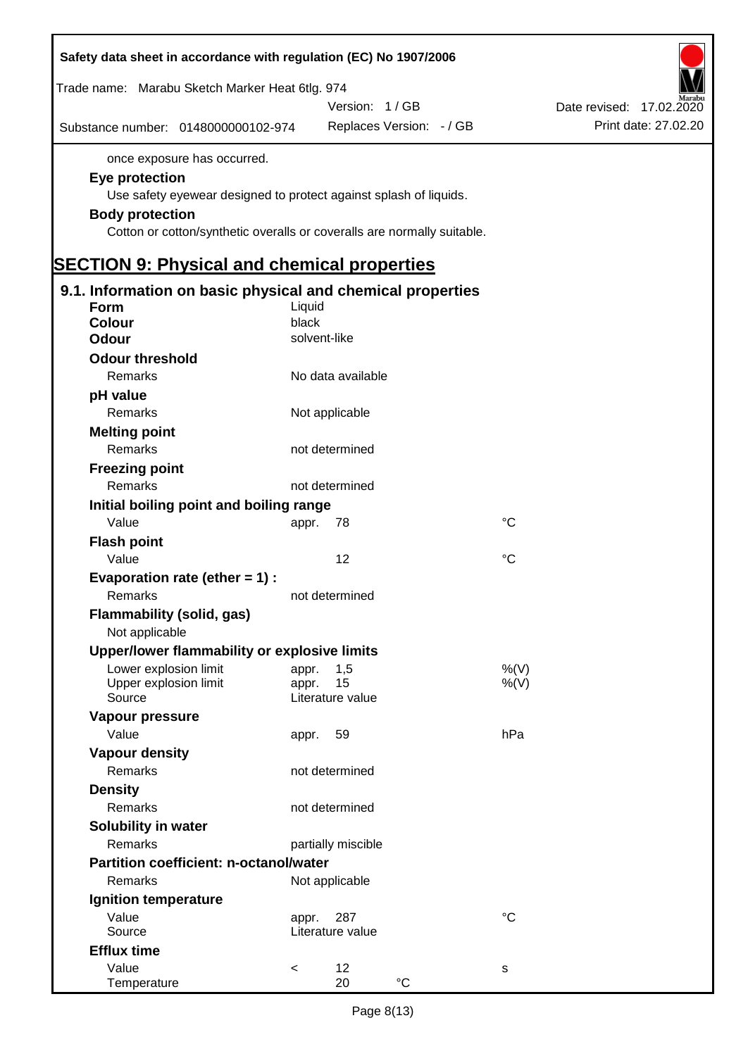once exposure has occurred.

**Eye protection**

Use safety eyewear designed to protect against splash of liquids.

**Body protection**

Cotton or cotton/synthetic overalls or coveralls are normally suitable.

# SECTION 9: Physical and chemical properties

## 9.1. Information on basic physical and chemical properties

| | | | |
|---|---|---|---|
| **Form** | Liquid | | |
| **Colour** | black | | |
| **Odour** | solvent-like | | |
| **Odour threshold** | | | |
| Remarks | No data available | | |
| **pH value** | | | |
| Remarks | Not applicable | | |
| **Melting point** | | | |
| Remarks | not determined | | |
| **Freezing point** | | | |
| Remarks | not determined | | |
| **Initial boiling point and boiling range** | | | |
| Value | appr. | 78 | °C |
| **Flash point** | | | |
| Value | | 12 | °C |
| **Evaporation rate (ether = 1) :** | | | |
| Remarks | not determined | | |
| **Flammability (solid, gas)** | | | |
| Not applicable | | | |
| **Upper/lower flammability or explosive limits** | | | |
| Lower explosion limit | appr. | 1,5 | %(V) |
| Upper explosion limit | appr. | 15 | %(V) |
| Source | Literature value | | |
| **Vapour pressure** | | | |
| Value | appr. | 59 | hPa |
| **Vapour density** | | | |
| Remarks | not determined | | |
| **Density** | | | |
| Remarks | not determined | | |
| **Solubility in water** | | | |
| Remarks | partially miscible | | |
| **Partition coefficient: n-octanol/water** | | | |
| Remarks | Not applicable | | |
| **Ignition temperature** | | | |
| Value | appr. | 287 | °C |
| Source | Literature value | | |
| **Efflux time** | | | |
| Value | < | 12 | s |
| Temperature | | 20 °C | |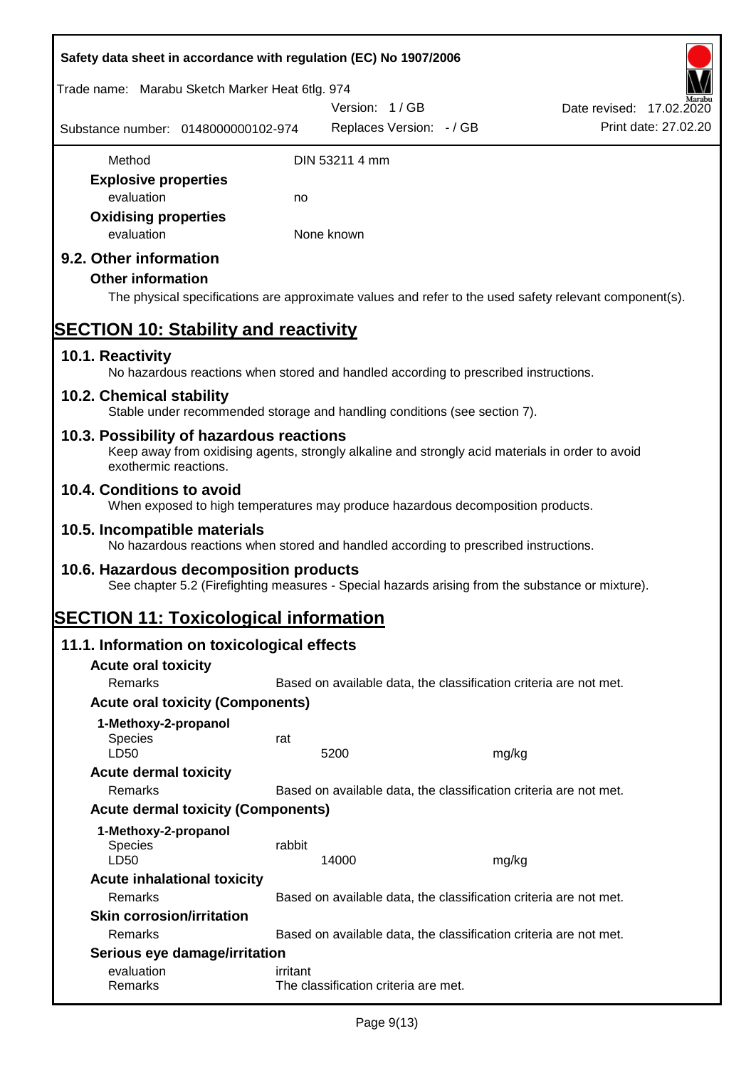| | |
|---|---|
| Method | DIN 53211 4 mm |

**Explosive properties**

| | |
|---|---|
| evaluation | no |

**Oxidising properties**

| | |
|---|---|
| evaluation | None known |

## 9.2. Other information

**Other information**

The physical specifications are approximate values and refer to the used safety relevant component(s).

# SECTION 10: Stability and reactivity

## 10.1. Reactivity

No hazardous reactions when stored and handled according to prescribed instructions.

## 10.2. Chemical stability

Stable under recommended storage and handling conditions (see section 7).

## 10.3. Possibility of hazardous reactions

Keep away from oxidising agents, strongly alkaline and strongly acid materials in order to avoid exothermic reactions.

## 10.4. Conditions to avoid

When exposed to high temperatures may produce hazardous decomposition products.

## 10.5. Incompatible materials

No hazardous reactions when stored and handled according to prescribed instructions.

## 10.6. Hazardous decomposition products

See chapter 5.2 (Firefighting measures - Special hazards arising from the substance or mixture).

# SECTION 11: Toxicological information

## 11.1. Information on toxicological effects

**Acute oral toxicity**

| | |
|---|---|
| Remarks | Based on available data, the classification criteria are not met. |

**Acute oral toxicity (Components)**

**1-Methoxy-2-propanol**

| | | |
|---|---|---|
| Species | rat | |
| LD50 | 5200 | mg/kg |

**Acute dermal toxicity**

| | |
|---|---|
| Remarks | Based on available data, the classification criteria are not met. |

**Acute dermal toxicity (Components)**

**1-Methoxy-2-propanol**

| | | |
|---|---|---|
| Species | rabbit | |
| LD50 | 14000 | mg/kg |

**Acute inhalational toxicity**

| | |
|---|---|
| Remarks | Based on available data, the classification criteria are not met. |

**Skin corrosion/irritation**

| | |
|---|---|
| Remarks | Based on available data, the classification criteria are not met. |

**Serious eye damage/irritation**

| | |
|---|---|
| evaluation | irritant |
| Remarks | The classification criteria are met. |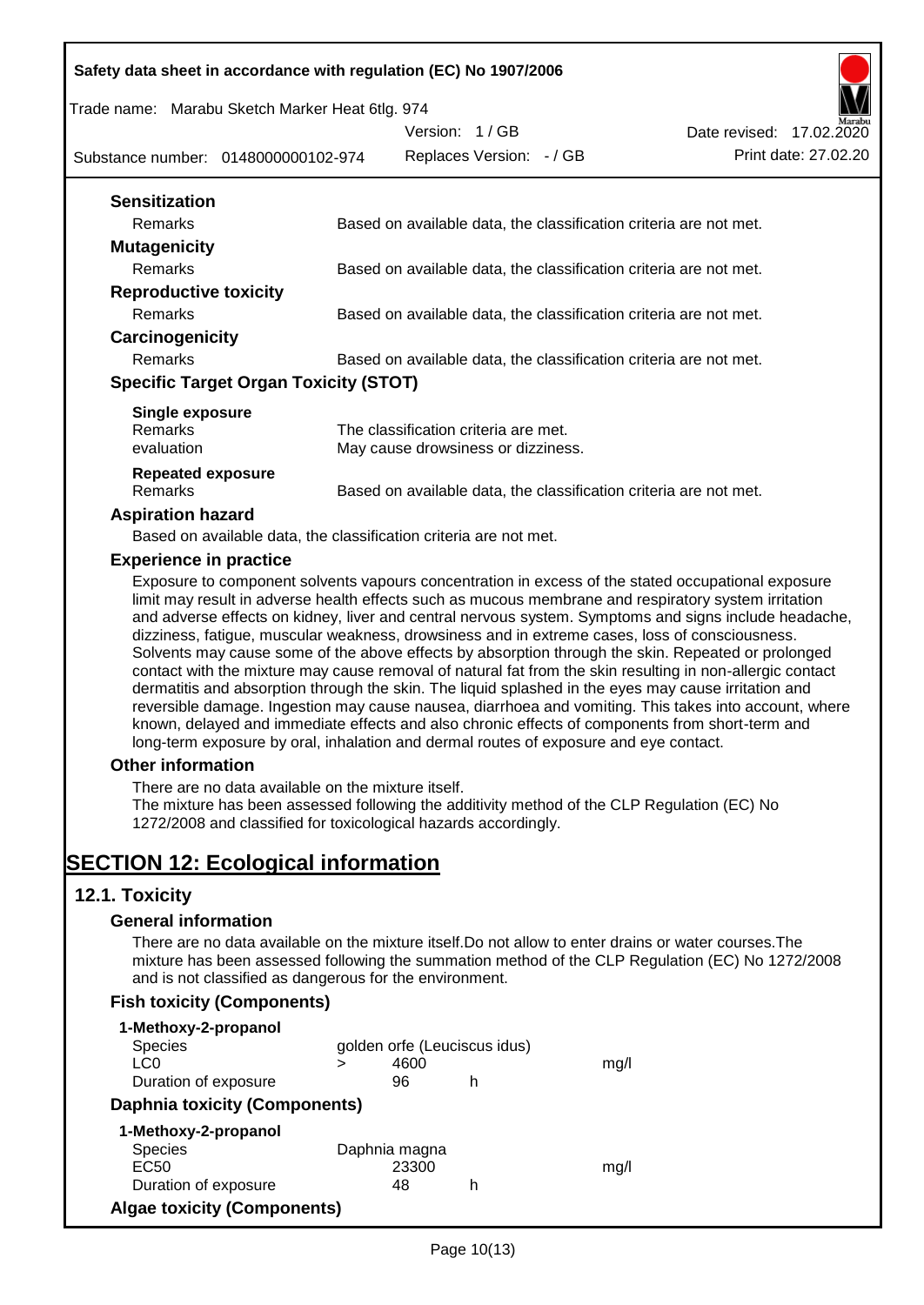### Sensitization

| | |
|---|---|
| Remarks | Based on available data, the classification criteria are not met. |

### Mutagenicity

| | |
|---|---|
| Remarks | Based on available data, the classification criteria are not met. |

### Reproductive toxicity

| | |
|---|---|
| Remarks | Based on available data, the classification criteria are not met. |

### Carcinogenicity

| | |
|---|---|
| Remarks | Based on available data, the classification criteria are not met. |

### Specific Target Organ Toxicity (STOT)

**Single exposure**

| | |
|---|---|
| Remarks | The classification criteria are met. |
| evaluation | May cause drowsiness or dizziness. |

**Repeated exposure**

| | |
|---|---|
| Remarks | Based on available data, the classification criteria are not met. |

### Aspiration hazard

Based on available data, the classification criteria are not met.

### Experience in practice

Exposure to component solvents vapours concentration in excess of the stated occupational exposure limit may result in adverse health effects such as mucous membrane and respiratory system irritation and adverse effects on kidney, liver and central nervous system. Symptoms and signs include headache, dizziness, fatigue, muscular weakness, drowsiness and in extreme cases, loss of consciousness. Solvents may cause some of the above effects by absorption through the skin. Repeated or prolonged contact with the mixture may cause removal of natural fat from the skin resulting in non-allergic contact dermatitis and absorption through the skin. The liquid splashed in the eyes may cause irritation and reversible damage. Ingestion may cause nausea, diarrhoea and vomiting. This takes into account, where known, delayed and immediate effects and also chronic effects of components from short-term and long-term exposure by oral, inhalation and dermal routes of exposure and eye contact.

### Other information

There are no data available on the mixture itself.
The mixture has been assessed following the additivity method of the CLP Regulation (EC) No 1272/2008 and classified for toxicological hazards accordingly.

# SECTION 12: Ecological information

## 12.1. Toxicity

### General information

There are no data available on the mixture itself.Do not allow to enter drains or water courses.The mixture has been assessed following the summation method of the CLP Regulation (EC) No 1272/2008 and is not classified as dangerous for the environment.

### Fish toxicity (Components)

**1-Methoxy-2-propanol**

| | | | | |
|---|---|---|---|---|
| Species | golden orfe (Leuciscus idus) | | | |
| LC0 | > | 4600 | | mg/l |
| Duration of exposure | | 96 | h | |

### Daphnia toxicity (Components)

**1-Methoxy-2-propanol**

| | | | |
|---|---|---|---|
| Species | Daphnia magna | | |
| EC50 | 23300 | | mg/l |
| Duration of exposure | 48 | h | |

### Algae toxicity (Components)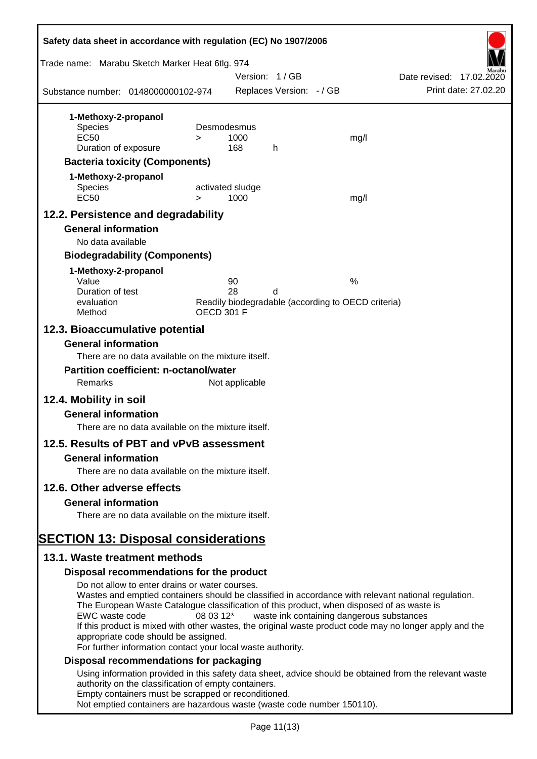**1-Methoxy-2-propanol**

| | | | | |
|---|---|---|---|---|
| Species | | Desmodesmus | | |
| EC50 | > | 1000 | | mg/l |
| Duration of exposure | | 168 | h | |

### Bacteria toxicity (Components)

**1-Methoxy-2-propanol**

| | | | |
|---|---|---|---|
| Species | | activated sludge | |
| EC50 | > | 1000 | mg/l |

## 12.2. Persistence and degradability

### General information

No data available

### Biodegradability (Components)

**1-Methoxy-2-propanol**

| | | | |
|---|---|---|---|
| Value | 90 | | % |
| Duration of test | 28 | d | |
| evaluation | Readily biodegradable (according to OECD criteria) | | |
| Method | OECD 301 F | | |

## 12.3. Bioaccumulative potential

### General information

There are no data available on the mixture itself.

### Partition coefficient: n-octanol/water

Remarks        Not applicable

## 12.4. Mobility in soil

### General information

There are no data available on the mixture itself.

## 12.5. Results of PBT and vPvB assessment

### General information

There are no data available on the mixture itself.

## 12.6. Other adverse effects

### General information

There are no data available on the mixture itself.

# SECTION 13: Disposal considerations

## 13.1. Waste treatment methods

### Disposal recommendations for the product

Do not allow to enter drains or water courses.
Wastes and emptied containers should be classified in accordance with relevant national regulation.
The European Waste Catalogue classification of this product, when disposed of as waste is
EWC waste code        08 03 12*        waste ink containing dangerous substances
If this product is mixed with other wastes, the original waste product code may no longer apply and the appropriate code should be assigned.
For further information contact your local waste authority.

### Disposal recommendations for packaging

Using information provided in this safety data sheet, advice should be obtained from the relevant waste authority on the classification of empty containers.
Empty containers must be scrapped or reconditioned.
Not emptied containers are hazardous waste (waste code number 150110).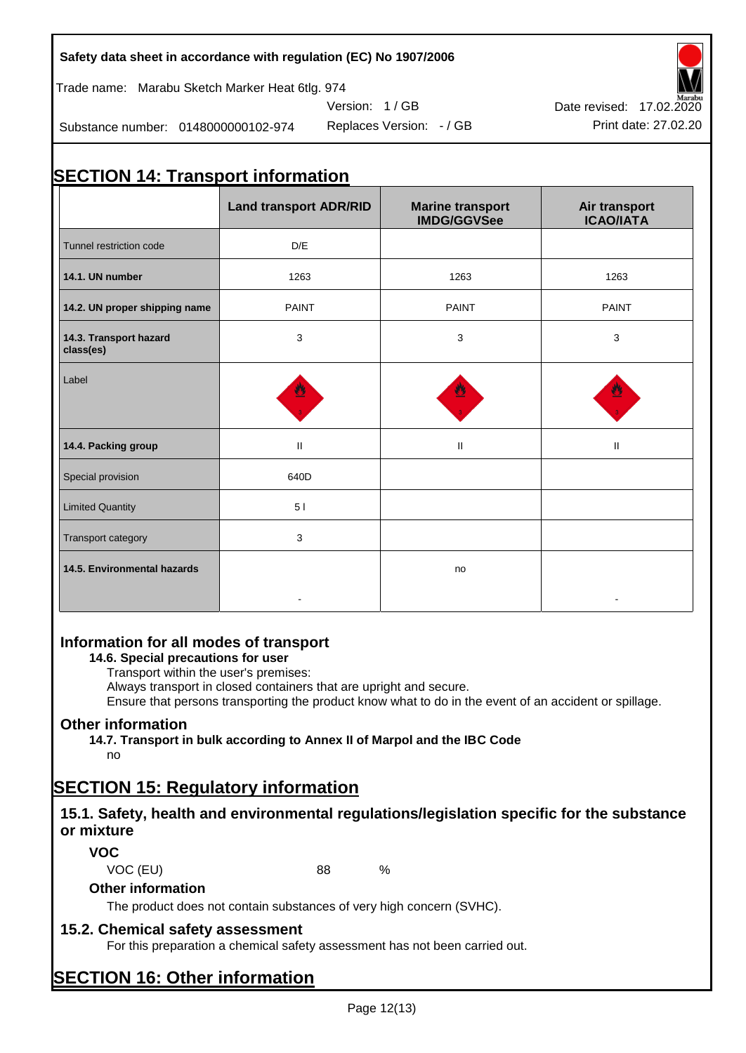# SECTION 14: Transport information

| | Land transport ADR/RID | Marine transport IMDG/GGVSee | Air transport ICAO/IATA |
|---|---|---|---|
| Tunnel restriction code | D/E | | |
| **14.1. UN number** | 1263 | 1263 | 1263 |
| **14.2. UN proper shipping name** | PAINT | PAINT | PAINT |
| **14.3. Transport hazard class(es)** | 3 | 3 | 3 |
| Label | | | |
| **14.4. Packing group** | II | II | II |
| Special provision | 640D | | |
| Limited Quantity | 5 l | | |
| Transport category | 3 | | |
| **14.5. Environmental hazards** | - | no | - |

## Information for all modes of transport

### 14.6. Special precautions for user

Transport within the user's premises:
Always transport in closed containers that are upright and secure.
Ensure that persons transporting the product know what to do in the event of an accident or spillage.

## Other information

### 14.7. Transport in bulk according to Annex II of Marpol and the IBC Code

no

# SECTION 15: Regulatory information

## 15.1. Safety, health and environmental regulations/legislation specific for the substance or mixture

### VOC

VOC (EU) 88 %

### Other information

The product does not contain substances of very high concern (SVHC).

## 15.2. Chemical safety assessment

For this preparation a chemical safety assessment has not been carried out.

# SECTION 16: Other information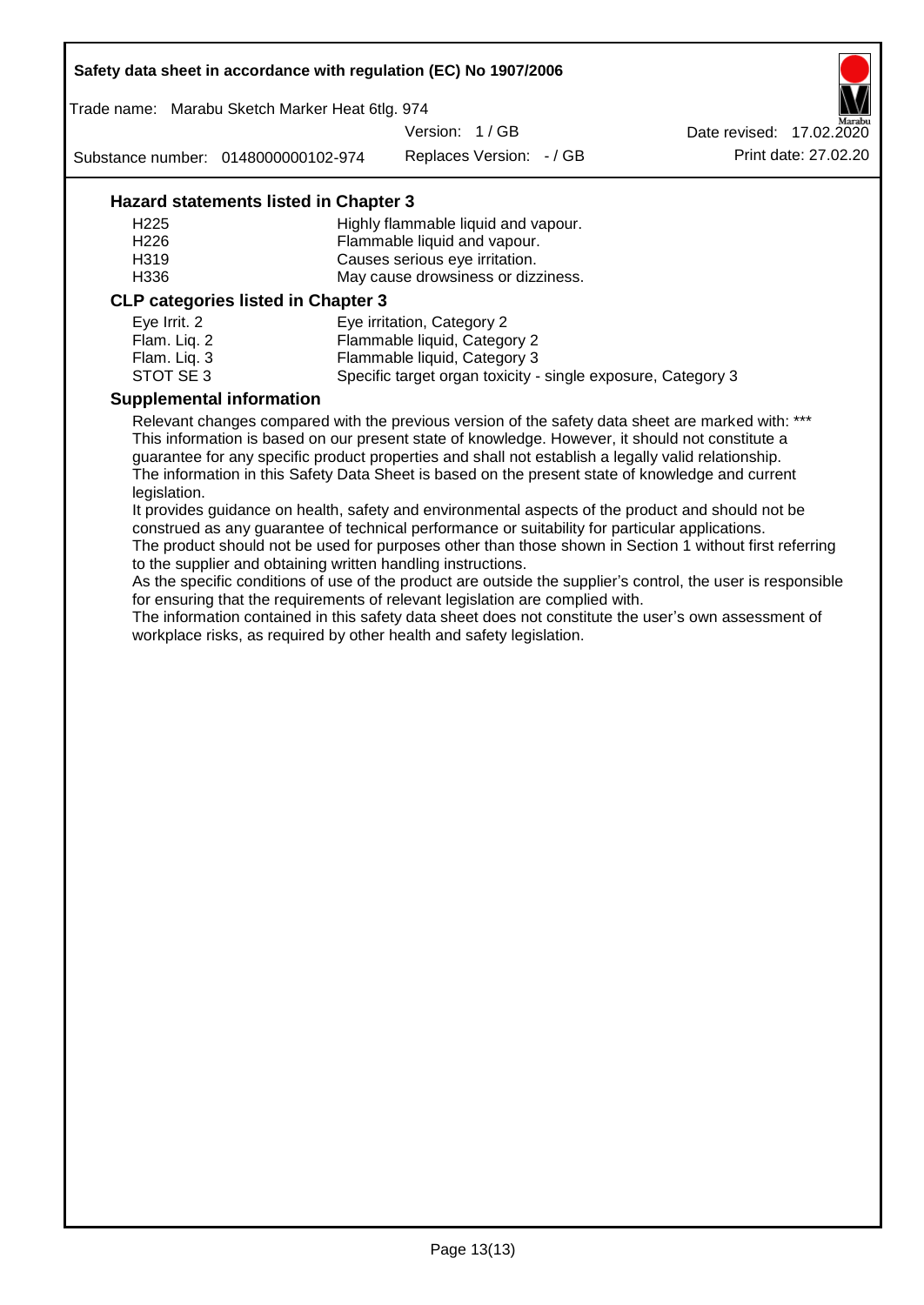## Hazard statements listed in Chapter 3

| | |
|---|---|
| H225 | Highly flammable liquid and vapour. |
| H226 | Flammable liquid and vapour. |
| H319 | Causes serious eye irritation. |
| H336 | May cause drowsiness or dizziness. |

## CLP categories listed in Chapter 3

| | |
|---|---|
| Eye Irrit. 2 | Eye irritation, Category 2 |
| Flam. Liq. 2 | Flammable liquid, Category 2 |
| Flam. Liq. 3 | Flammable liquid, Category 3 |
| STOT SE 3 | Specific target organ toxicity - single exposure, Category 3 |

## Supplemental information

Relevant changes compared with the previous version of the safety data sheet are marked with: ***
This information is based on our present state of knowledge. However, it should not constitute a guarantee for any specific product properties and shall not establish a legally valid relationship.
The information in this Safety Data Sheet is based on the present state of knowledge and current legislation.
It provides guidance on health, safety and environmental aspects of the product and should not be construed as any guarantee of technical performance or suitability for particular applications.
The product should not be used for purposes other than those shown in Section 1 without first referring to the supplier and obtaining written handling instructions.
As the specific conditions of use of the product are outside the supplier's control, the user is responsible for ensuring that the requirements of relevant legislation are complied with.
The information contained in this safety data sheet does not constitute the user's own assessment of workplace risks, as required by other health and safety legislation.